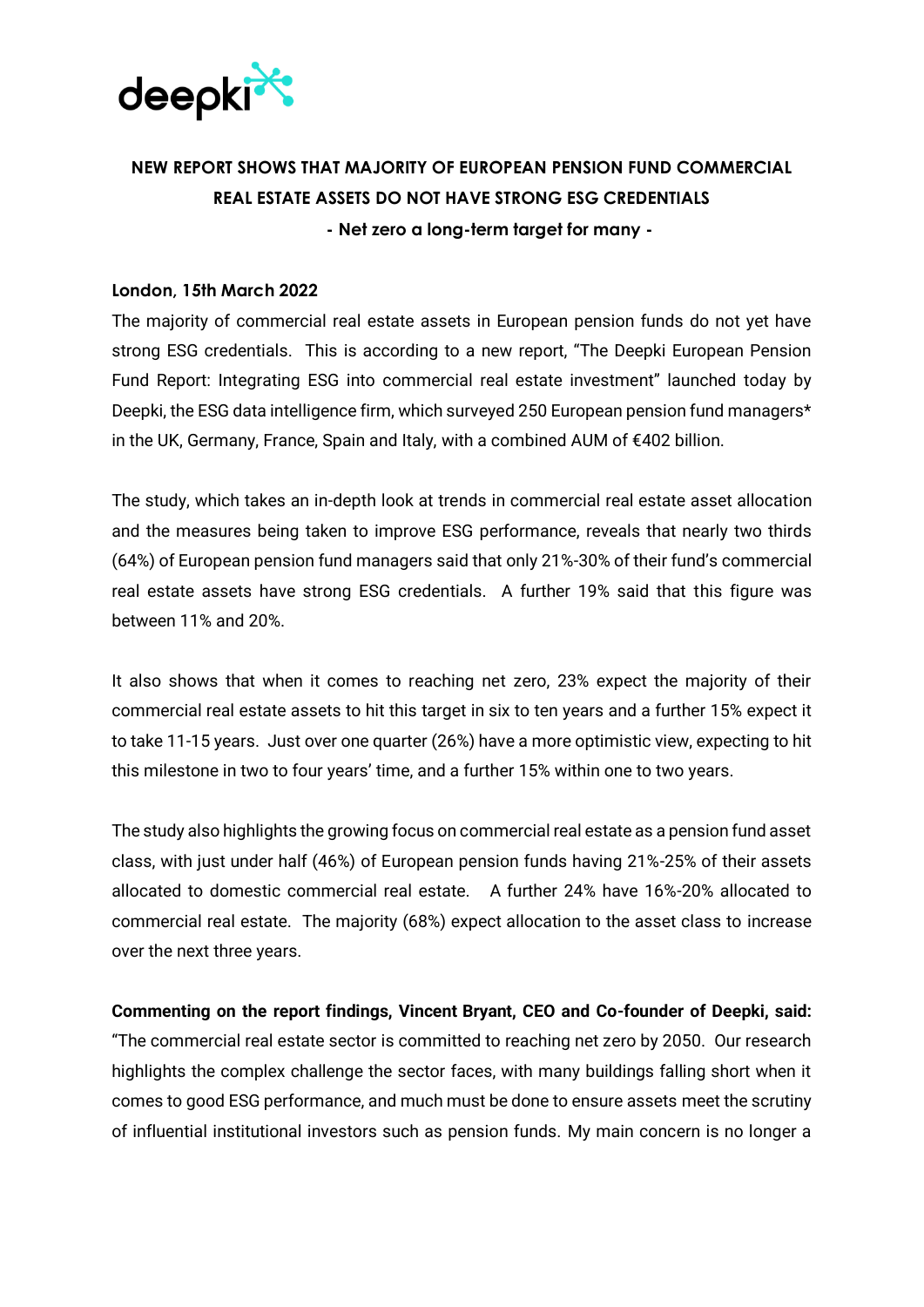deepki

# NEW REPORT SHOWS THAT MAJORITY OF EUROPEAN PENSION FUND COMMERCIAL REAL ESTATE ASSETS DO NOT HAVE STRONG ESG CREDENTIALS

**- Net zero a long-term target for many -**

**London, 15th March 2022**

The majority of commercial real estate assets in European pension funds do not yet have strong ESG credentials. This is according to a new report, "The Deepki European Pension Fund Report: Integrating ESG into commercial real estate investment" launched today by Deepki, the ESG data intelligence firm, which surveyed 250 European pension fund managers* in the UK, Germany, France, Spain and Italy, with a combined AUM of €402 billion.

The study, which takes an in-depth look at trends in commercial real estate asset allocation and the measures being taken to improve ESG performance, reveals that nearly two thirds (64%) of European pension fund managers said that only 21%-30% of their fund's commercial real estate assets have strong ESG credentials. A further 19% said that this figure was between 11% and 20%.

It also shows that when it comes to reaching net zero, 23% expect the majority of their commercial real estate assets to hit this target in six to ten years and a further 15% expect it to take 11-15 years. Just over one quarter (26%) have a more optimistic view, expecting to hit this milestone in two to four years' time, and a further 15% within one to two years.

The study also highlights the growing focus on commercial real estate as a pension fund asset class, with just under half (46%) of European pension funds having 21%-25% of their assets allocated to domestic commercial real estate. A further 24% have 16%-20% allocated to commercial real estate. The majority (68%) expect allocation to the asset class to increase over the next three years.

**Commenting on the report findings, Vincent Bryant, CEO and Co-founder of Deepki, said:** "The commercial real estate sector is committed to reaching net zero by 2050. Our research highlights the complex challenge the sector faces, with many buildings falling short when it comes to good ESG performance, and much must be done to ensure assets meet the scrutiny of influential institutional investors such as pension funds. My main concern is no longer a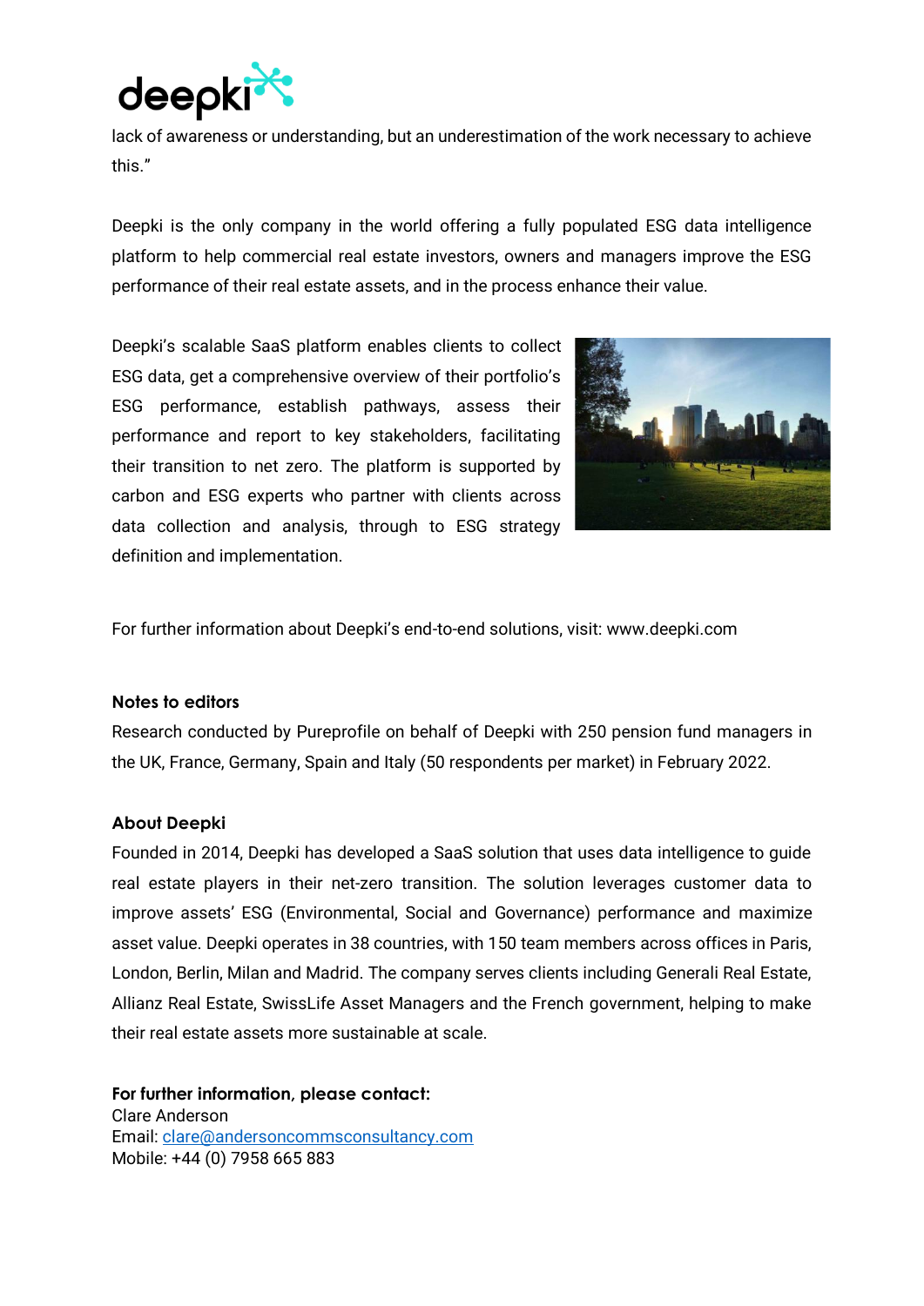lack of awareness or understanding, but an underestimation of the work necessary to achieve this."

Deepki is the only company in the world offering a fully populated ESG data intelligence platform to help commercial real estate investors, owners and managers improve the ESG performance of their real estate assets, and in the process enhance their value.

Deepki's scalable SaaS platform enables clients to collect ESG data, get a comprehensive overview of their portfolio's ESG performance, establish pathways, assess their performance and report to key stakeholders, facilitating their transition to net zero. The platform is supported by carbon and ESG experts who partner with clients across data collection and analysis, through to ESG strategy definition and implementation.

For further information about Deepki's end-to-end solutions, visit: www.deepki.com

**Notes to editors**

Research conducted by Pureprofile on behalf of Deepki with 250 pension fund managers in the UK, France, Germany, Spain and Italy (50 respondents per market) in February 2022.

**About Deepki**

Founded in 2014, Deepki has developed a SaaS solution that uses data intelligence to guide real estate players in their net-zero transition. The solution leverages customer data to improve assets' ESG (Environmental, Social and Governance) performance and maximize asset value. Deepki operates in 38 countries, with 150 team members across offices in Paris, London, Berlin, Milan and Madrid. The company serves clients including Generali Real Estate, Allianz Real Estate, SwissLife Asset Managers and the French government, helping to make their real estate assets more sustainable at scale.

**For further information, please contact:**

Clare Anderson
Email: clare@andersoncommsconsultancy.com
Mobile: +44 (0) 7958 665 883